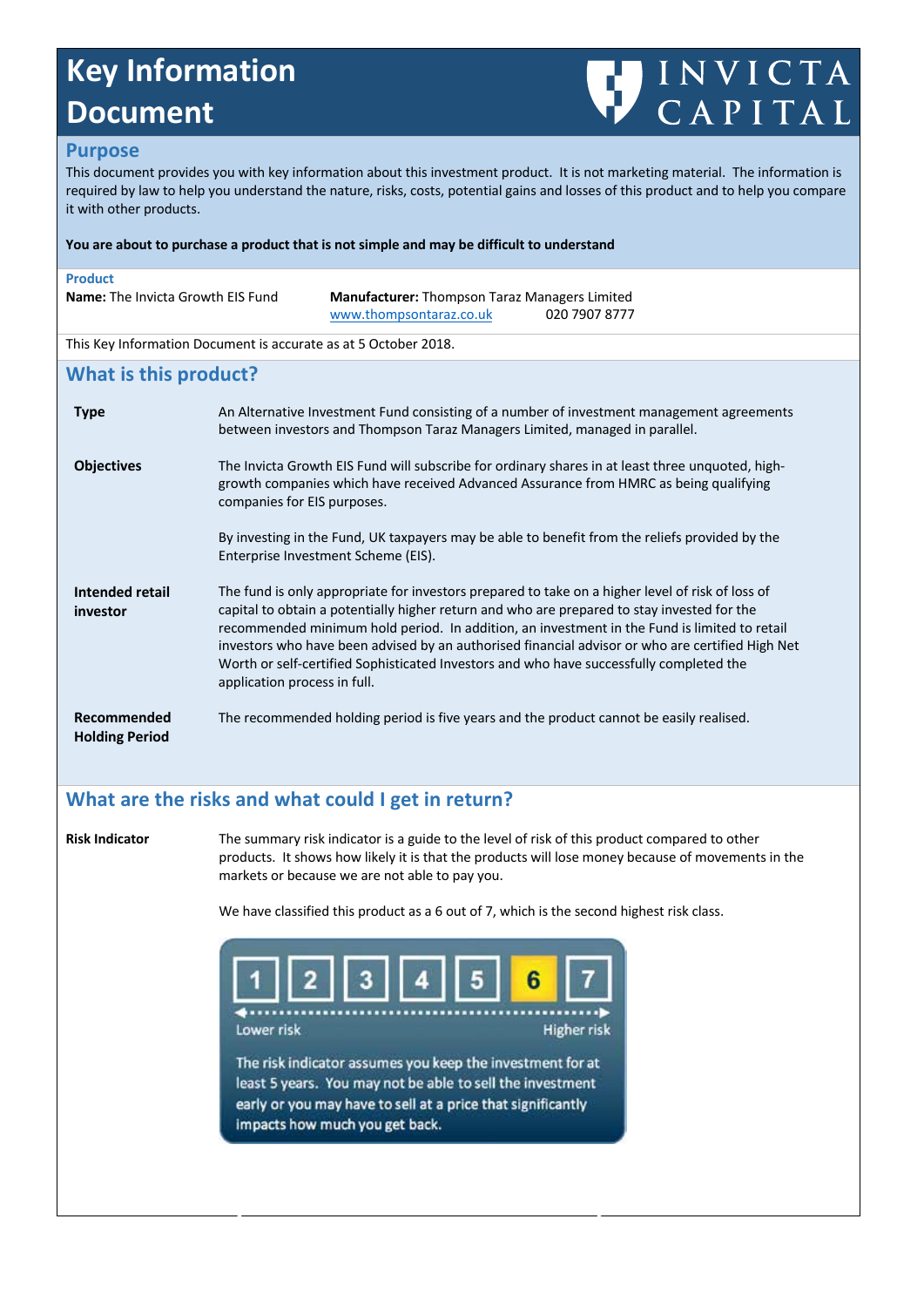# Key Information Document

INVICTA CAPITAL

## Purpose

This document provides you with key information about this investment product. It is not marketing material. The information is required by law to help you understand the nature, risks, costs, potential gains and losses of this product and to help you compare it with other products.

**You are about to purchase a product that is not simple and may be difficult to understand**

### Product

**Name:** The Invicta Growth EIS Fund

**Manufacturer:** Thompson Taraz Managers Limited
www.thompsontaraz.co.uk 020 7907 8777

This Key Information Document is accurate as at 5 October 2018.

## What is this product?

**Type**

An Alternative Investment Fund consisting of a number of investment management agreements between investors and Thompson Taraz Managers Limited, managed in parallel.

**Objectives**

The Invicta Growth EIS Fund will subscribe for ordinary shares in at least three unquoted, high-growth companies which have received Advanced Assurance from HMRC as being qualifying companies for EIS purposes.

By investing in the Fund, UK taxpayers may be able to benefit from the reliefs provided by the Enterprise Investment Scheme (EIS).

**Intended retail investor**

The fund is only appropriate for investors prepared to take on a higher level of risk of loss of capital to obtain a potentially higher return and who are prepared to stay invested for the recommended minimum hold period. In addition, an investment in the Fund is limited to retail investors who have been advised by an authorised financial advisor or who are certified High Net Worth or self-certified Sophisticated Investors and who have successfully completed the application process in full.

**Recommended Holding Period**

The recommended holding period is five years and the product cannot be easily realised.

## What are the risks and what could I get in return?

**Risk Indicator**

The summary risk indicator is a guide to the level of risk of this product compared to other products. It shows how likely it is that the products will lose money because of movements in the markets or because we are not able to pay you.

We have classified this product as a 6 out of 7, which is the second highest risk class.

| 1 | 2 | 3 | 4 | 5 | **6** | 7 |
|---|---|---|---|---|---|---|

Lower risk → Higher risk

The risk indicator assumes you keep the investment for at least 5 years. You may not be able to sell the investment early or you may have to sell at a price that significantly impacts how much you get back.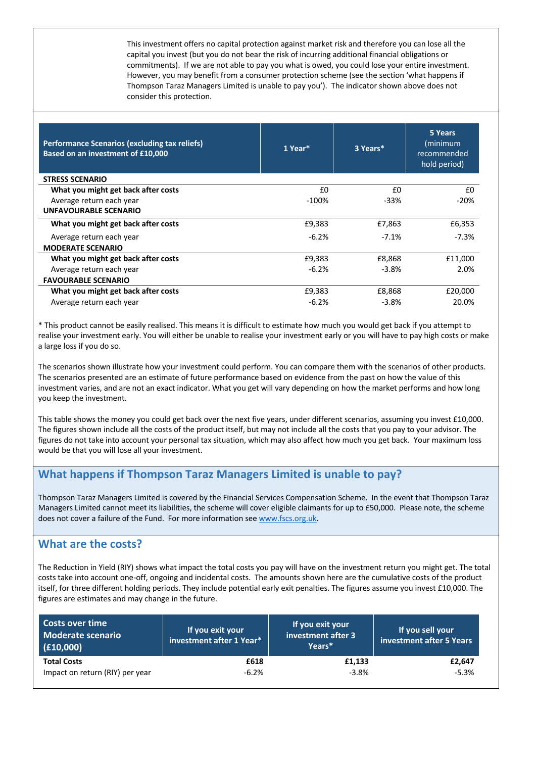This investment offers no capital protection against market risk and therefore you can lose all the capital you invest (but you do not bear the risk of incurring additional financial obligations or commitments). If we are not able to pay you what is owed, you could lose your entire investment. However, you may benefit from a consumer protection scheme (see the section 'what happens if Thompson Taraz Managers Limited is unable to pay you'). The indicator shown above does not consider this protection.

| Performance Scenarios (excluding tax reliefs) Based on an investment of £10,000 | 1 Year* | 3 Years* | 5 Years (minimum recommended hold period) |
|---|---|---|---|
| **STRESS SCENARIO** | | | |
| **What you might get back after costs** | £0 | £0 | £0 |
| Average return each year | -100% | -33% | -20% |
| **UNFAVOURABLE SCENARIO** | | | |
| **What you might get back after costs** | £9,383 | £7,863 | £6,353 |
| Average return each year | -6.2% | -7.1% | -7.3% |
| **MODERATE SCENARIO** | | | |
| **What you might get back after costs** | £9,383 | £8,868 | £11,000 |
| Average return each year | -6.2% | -3.8% | 2.0% |
| **FAVOURABLE SCENARIO** | | | |
| **What you might get back after costs** | £9,383 | £8,868 | £20,000 |
| Average return each year | -6.2% | -3.8% | 20.0% |

* This product cannot be easily realised. This means it is difficult to estimate how much you would get back if you attempt to realise your investment early. You will either be unable to realise your investment early or you will have to pay high costs or make a large loss if you do so.

The scenarios shown illustrate how your investment could perform. You can compare them with the scenarios of other products. The scenarios presented are an estimate of future performance based on evidence from the past on how the value of this investment varies, and are not an exact indicator. What you get will vary depending on how the market performs and how long you keep the investment.

This table shows the money you could get back over the next five years, under different scenarios, assuming you invest £10,000. The figures shown include all the costs of the product itself, but may not include all the costs that you pay to your advisor. The figures do not take into account your personal tax situation, which may also affect how much you get back. Your maximum loss would be that you will lose all your investment.

## What happens if Thompson Taraz Managers Limited is unable to pay?

Thompson Taraz Managers Limited is covered by the Financial Services Compensation Scheme. In the event that Thompson Taraz Managers Limited cannot meet its liabilities, the scheme will cover eligible claimants for up to £50,000. Please note, the scheme does not cover a failure of the Fund. For more information see www.fscs.org.uk.

## What are the costs?

The Reduction in Yield (RIY) shows what impact the total costs you pay will have on the investment return you might get. The total costs take into account one-off, ongoing and incidental costs. The amounts shown here are the cumulative costs of the product itself, for three different holding periods. They include potential early exit penalties. The figures assume you invest £10,000. The figures are estimates and may change in the future.

| Costs over time Moderate scenario (£10,000) | If you exit your investment after 1 Year* | If you exit your investment after 3 Years* | If you sell your investment after 5 Years |
|---|---|---|---|
| **Total Costs** | **£618** | **£1,133** | **£2,647** |
| Impact on return (RIY) per year | -6.2% | -3.8% | -5.3% |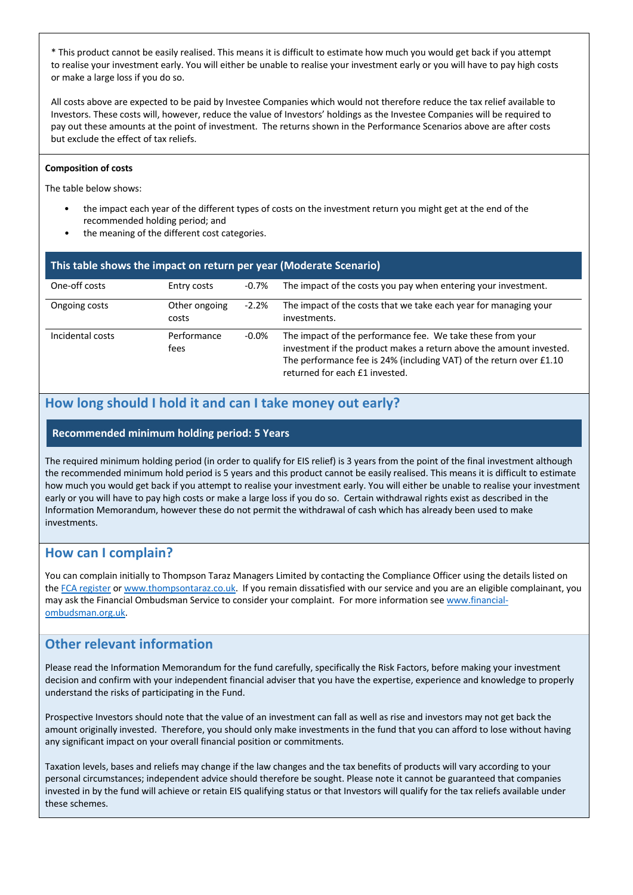* This product cannot be easily realised. This means it is difficult to estimate how much you would get back if you attempt to realise your investment early. You will either be unable to realise your investment early or you will have to pay high costs or make a large loss if you do so.

All costs above are expected to be paid by Investee Companies which would not therefore reduce the tax relief available to Investors. These costs will, however, reduce the value of Investors' holdings as the Investee Companies will be required to pay out these amounts at the point of investment. The returns shown in the Performance Scenarios above are after costs but exclude the effect of tax reliefs.

**Composition of costs**

The table below shows:

- the impact each year of the different types of costs on the investment return you might get at the end of the recommended holding period; and
- the meaning of the different cost categories.

| This table shows the impact on return per year (Moderate Scenario) | | | |
|---|---|---|---|
| One-off costs | Entry costs | -0.7% | The impact of the costs you pay when entering your investment. |
| Ongoing costs | Other ongoing costs | -2.2% | The impact of the costs that we take each year for managing your investments. |
| Incidental costs | Performance fees | -0.0% | The impact of the performance fee. We take these from your investment if the product makes a return above the amount invested. The performance fee is 24% (including VAT) of the return over £1.10 returned for each £1 invested. |

## How long should I hold it and can I take money out early?

**Recommended minimum holding period: 5 Years**

The required minimum holding period (in order to qualify for EIS relief) is 3 years from the point of the final investment although the recommended minimum hold period is 5 years and this product cannot be easily realised. This means it is difficult to estimate how much you would get back if you attempt to realise your investment early. You will either be unable to realise your investment early or you will have to pay high costs or make a large loss if you do so. Certain withdrawal rights exist as described in the Information Memorandum, however these do not permit the withdrawal of cash which has already been used to make investments.

## How can I complain?

You can complain initially to Thompson Taraz Managers Limited by contacting the Compliance Officer using the details listed on the FCA register or www.thompsontaraz.co.uk. If you remain dissatisfied with our service and you are an eligible complainant, you may ask the Financial Ombudsman Service to consider your complaint. For more information see www.financial-ombudsman.org.uk.

## Other relevant information

Please read the Information Memorandum for the fund carefully, specifically the Risk Factors, before making your investment decision and confirm with your independent financial adviser that you have the expertise, experience and knowledge to properly understand the risks of participating in the Fund.

Prospective Investors should note that the value of an investment can fall as well as rise and investors may not get back the amount originally invested. Therefore, you should only make investments in the fund that you can afford to lose without having any significant impact on your overall financial position or commitments.

Taxation levels, bases and reliefs may change if the law changes and the tax benefits of products will vary according to your personal circumstances; independent advice should therefore be sought. Please note it cannot be guaranteed that companies invested in by the fund will achieve or retain EIS qualifying status or that Investors will qualify for the tax reliefs available under these schemes.